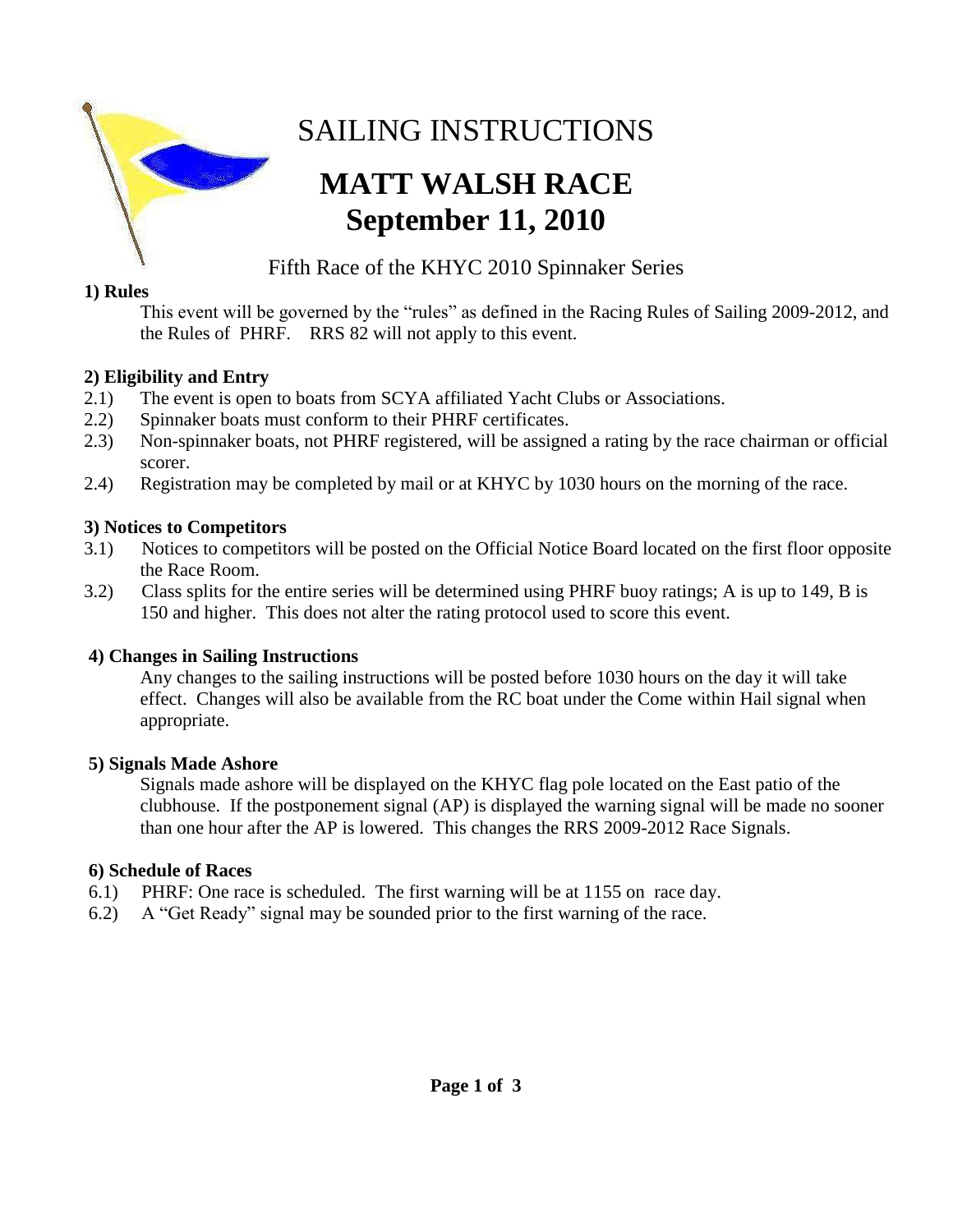# SAILING INSTRUCTIONS

# MATT WALSH RACE
# September 11, 2010

Fifth Race of the KHYC 2010 Spinnaker Series

**1) Rules**

This event will be governed by the "rules" as defined in the Racing Rules of Sailing 2009-2012, and the Rules of PHRF. RRS 82 will not apply to this event.

**2) Eligibility and Entry**

2.1) The event is open to boats from SCYA affiliated Yacht Clubs or Associations.

2.2) Spinnaker boats must conform to their PHRF certificates.

2.3) Non-spinnaker boats, not PHRF registered, will be assigned a rating by the race chairman or official scorer.

2.4) Registration may be completed by mail or at KHYC by 1030 hours on the morning of the race.

**3) Notices to Competitors**

3.1) Notices to competitors will be posted on the Official Notice Board located on the first floor opposite the Race Room.

3.2) Class splits for the entire series will be determined using PHRF buoy ratings; A is up to 149, B is 150 and higher. This does not alter the rating protocol used to score this event.

**4) Changes in Sailing Instructions**

Any changes to the sailing instructions will be posted before 1030 hours on the day it will take effect. Changes will also be available from the RC boat under the Come within Hail signal when appropriate.

**5) Signals Made Ashore**

Signals made ashore will be displayed on the KHYC flag pole located on the East patio of the clubhouse. If the postponement signal (AP) is displayed the warning signal will be made no sooner than one hour after the AP is lowered. This changes the RRS 2009-2012 Race Signals.

**6) Schedule of Races**

6.1) PHRF: One race is scheduled. The first warning will be at 1155 on race day.

6.2) A "Get Ready" signal may be sounded prior to the first warning of the race.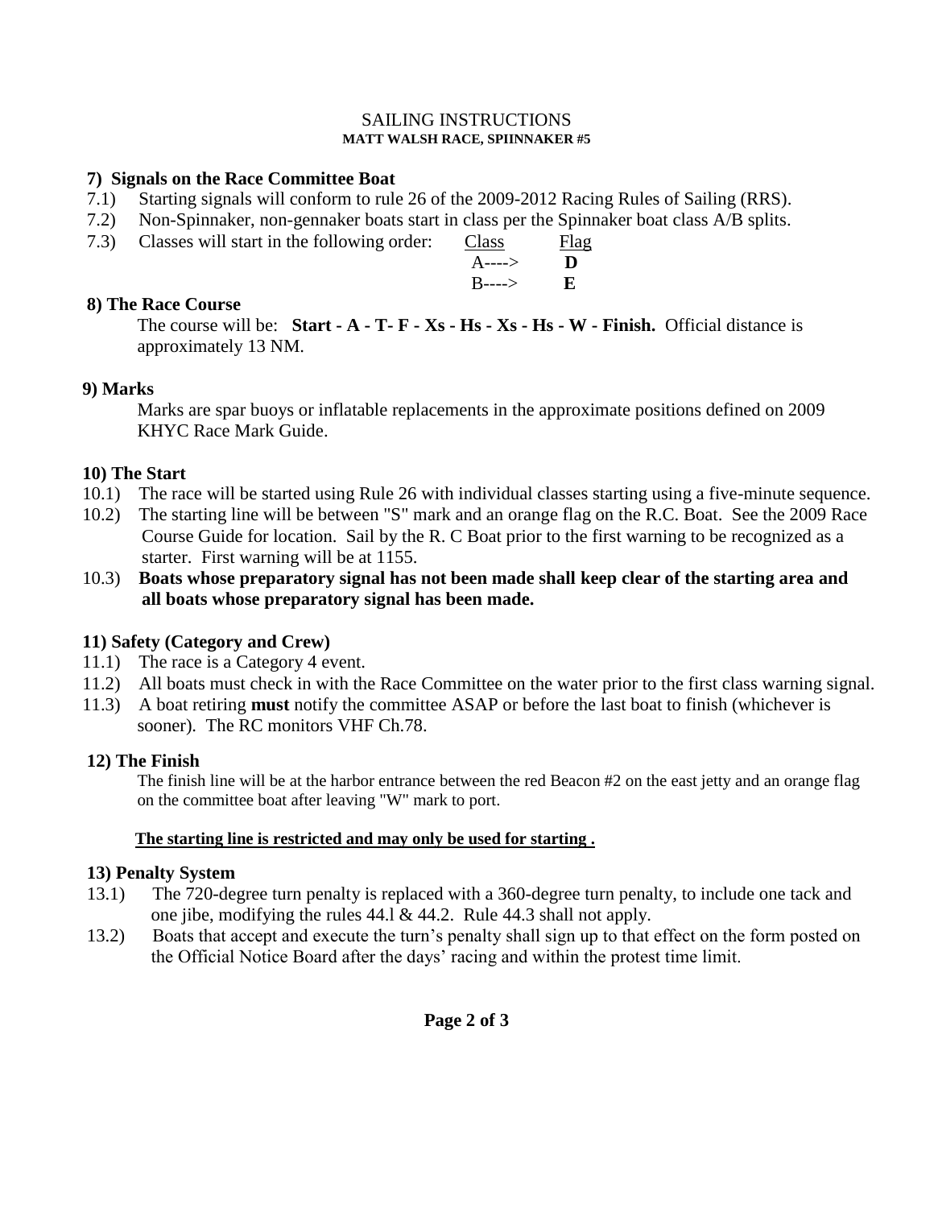# SAILING INSTRUCTIONS

**MATT WALSH RACE, SPIINNAKER #5**

## 7) Signals on the Race Committee Boat

7.1) Starting signals will conform to rule 26 of the 2009-2012 Racing Rules of Sailing (RRS).

7.2) Non-Spinnaker, non-gennaker boats start in class per the Spinnaker boat class A/B splits.

7.3) Classes will start in the following order:

| Class | Flag |
|---|---|
| A----> | **D** |
| B----> | **E** |

## 8) The Race Course

The course will be: **Start - A - T- F - Xs - Hs - Xs - Hs - W - Finish.** Official distance is approximately 13 NM.

## 9) Marks

Marks are spar buoys or inflatable replacements in the approximate positions defined on 2009 KHYC Race Mark Guide.

## 10) The Start

10.1) The race will be started using Rule 26 with individual classes starting using a five-minute sequence.

10.2) The starting line will be between "S" mark and an orange flag on the R.C. Boat. See the 2009 Race Course Guide for location. Sail by the R. C Boat prior to the first warning to be recognized as a starter. First warning will be at 1155.

10.3) **Boats whose preparatory signal has not been made shall keep clear of the starting area and all boats whose preparatory signal has been made.**

## 11) Safety (Category and Crew)

11.1) The race is a Category 4 event.

11.2) All boats must check in with the Race Committee on the water prior to the first class warning signal.

11.3) A boat retiring **must** notify the committee ASAP or before the last boat to finish (whichever is sooner). The RC monitors VHF Ch.78.

## 12) The Finish

The finish line will be at the harbor entrance between the red Beacon #2 on the east jetty and an orange flag on the committee boat after leaving "W" mark to port.

**The starting line is restricted and may only be used for starting .**

## 13) Penalty System

13.1) The 720-degree turn penalty is replaced with a 360-degree turn penalty, to include one tack and one jibe, modifying the rules 44.l & 44.2. Rule 44.3 shall not apply.

13.2) Boats that accept and execute the turn's penalty shall sign up to that effect on the form posted on the Official Notice Board after the days' racing and within the protest time limit.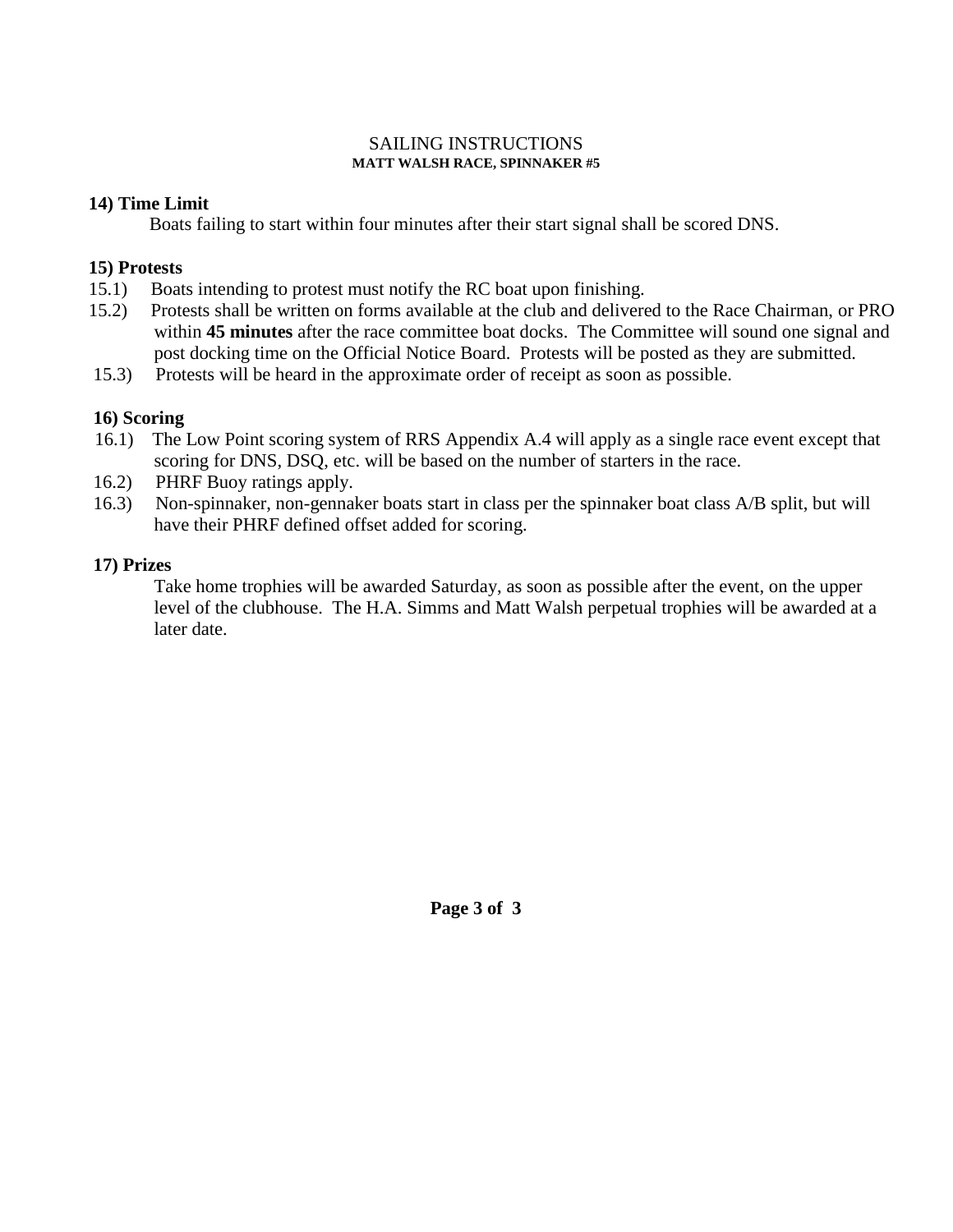SAILING INSTRUCTIONS

**MATT WALSH RACE, SPINNAKER #5**

**14) Time Limit**

Boats failing to start within four minutes after their start signal shall be scored DNS.

**15) Protests**

15.1) Boats intending to protest must notify the RC boat upon finishing.

15.2) Protests shall be written on forms available at the club and delivered to the Race Chairman, or PRO within **45 minutes** after the race committee boat docks. The Committee will sound one signal and post docking time on the Official Notice Board. Protests will be posted as they are submitted.

15.3) Protests will be heard in the approximate order of receipt as soon as possible.

**16) Scoring**

16.1) The Low Point scoring system of RRS Appendix A.4 will apply as a single race event except that scoring for DNS, DSQ, etc. will be based on the number of starters in the race.

16.2) PHRF Buoy ratings apply.

16.3) Non-spinnaker, non-gennaker boats start in class per the spinnaker boat class A/B split, but will have their PHRF defined offset added for scoring.

**17) Prizes**

Take home trophies will be awarded Saturday, as soon as possible after the event, on the upper level of the clubhouse. The H.A. Simms and Matt Walsh perpetual trophies will be awarded at a later date.